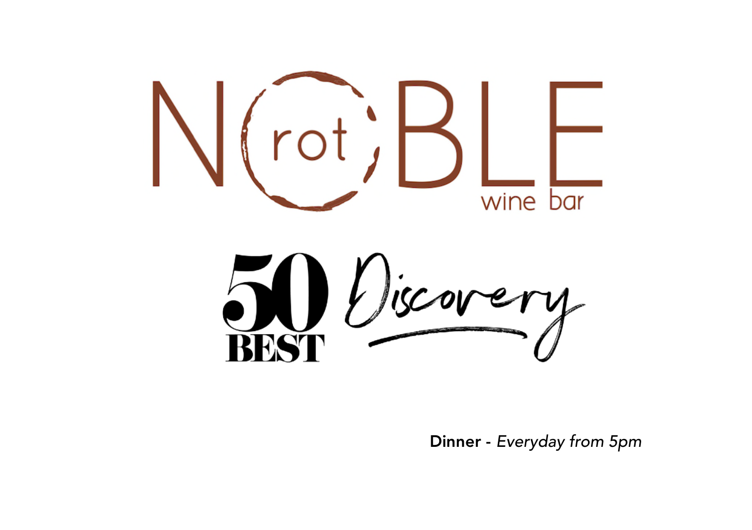# NOBLE rot wine bar

## 50 BEST Discovery

**Dinner -** *Everyday from 5pm*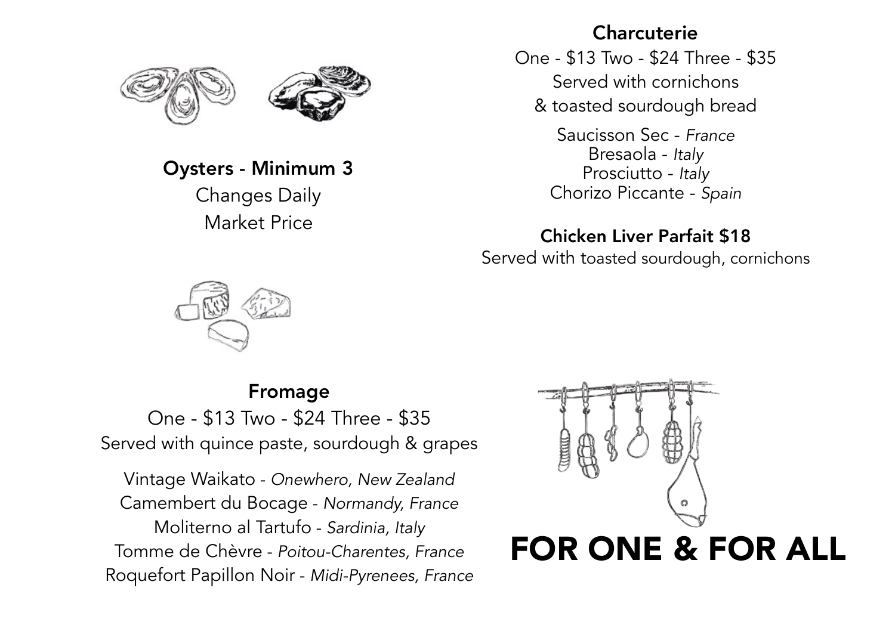## Oysters - Minimum 3

Changes Daily
Market Price

## Charcuterie

One - $13 Two - $24 Three - $35
Served with cornichons
& toasted sourdough bread

Saucisson Sec - *France*
Bresaola - *Italy*
Prosciutto - *Italy*
Chorizo Piccante - *Spain*

## Chicken Liver Parfait $18

Served with toasted sourdough, cornichons

## Fromage

One - $13 Two - $24 Three - $35
Served with quince paste, sourdough & grapes

Vintage Waikato - *Onewhero, New Zealand*
Camembert du Bocage - *Normandy, France*
Moliterno al Tartufo - *Sardinia, Italy*
Tomme de Chèvre - *Poitou-Charentes, France*
Roquefort Papillon Noir - *Midi-Pyrenees, France*

# FOR ONE & FOR ALL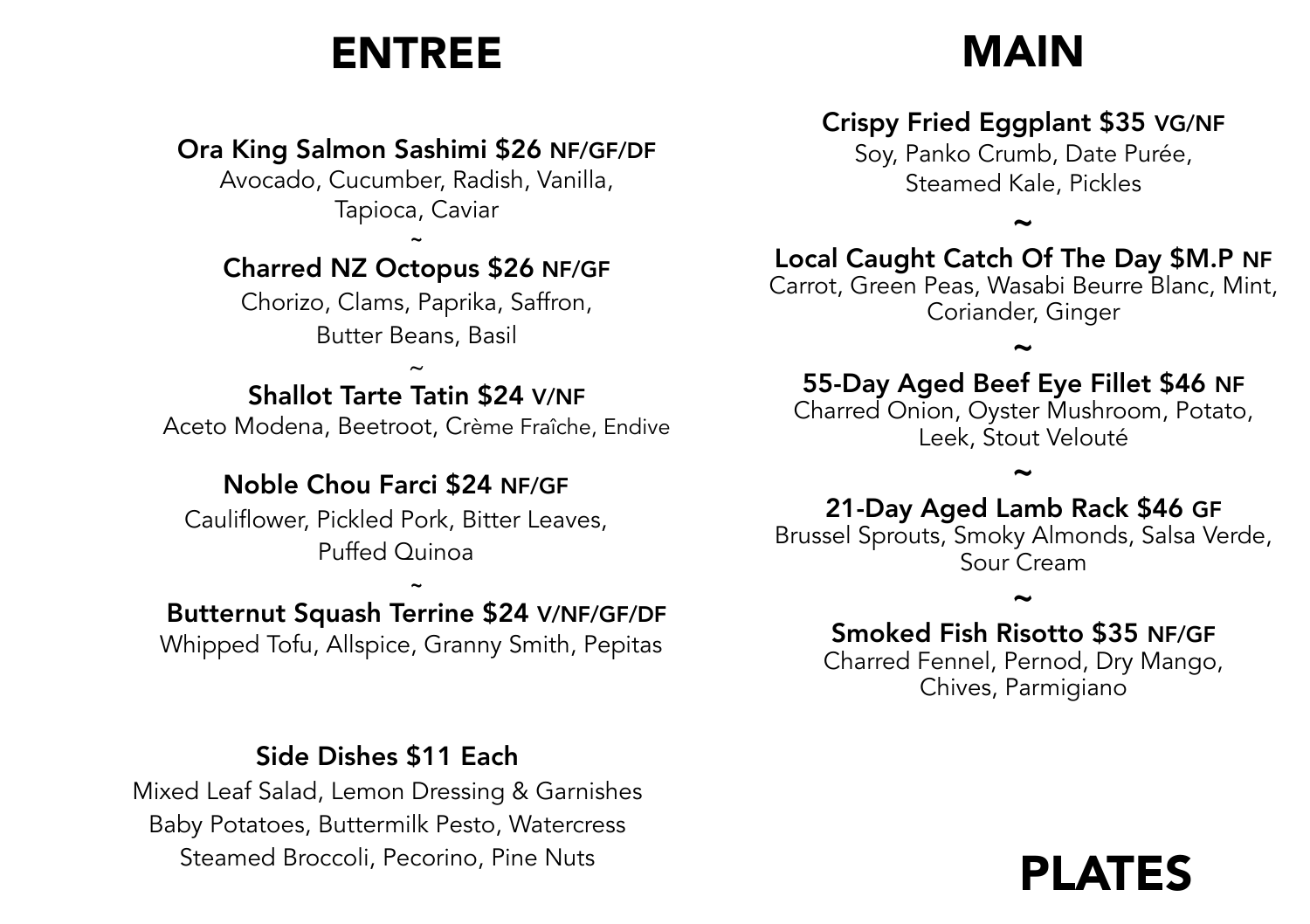# ENTREE

**Ora King Salmon Sashimi $26 NF/GF/DF**
Avocado, Cucumber, Radish, Vanilla, Tapioca, Caviar

~

**Charred NZ Octopus $26 NF/GF**
Chorizo, Clams, Paprika, Saffron, Butter Beans, Basil

~

**Shallot Tarte Tatin $24 V/NF**
Aceto Modena, Beetroot, Crème Fraîche, Endive

**Noble Chou Farci $24 NF/GF**
Cauliflower, Pickled Pork, Bitter Leaves, Puffed Quinoa

~

**Butternut Squash Terrine $24 V/NF/GF/DF**
Whipped Tofu, Allspice, Granny Smith, Pepitas

**Side Dishes $11 Each**
Mixed Leaf Salad, Lemon Dressing & Garnishes
Baby Potatoes, Buttermilk Pesto, Watercress
Steamed Broccoli, Pecorino, Pine Nuts

# MAIN

**Crispy Fried Eggplant $35 VG/NF**
Soy, Panko Crumb, Date Purée, Steamed Kale, Pickles

~

**Local Caught Catch Of The Day $M.P NF**
Carrot, Green Peas, Wasabi Beurre Blanc, Mint, Coriander, Ginger

~

**55-Day Aged Beef Eye Fillet $46 NF**
Charred Onion, Oyster Mushroom, Potato, Leek, Stout Velouté

~

**21-Day Aged Lamb Rack $46 GF**
Brussel Sprouts, Smoky Almonds, Salsa Verde, Sour Cream

~

**Smoked Fish Risotto $35 NF/GF**
Charred Fennel, Pernod, Dry Mango, Chives, Parmigiano

# PLATES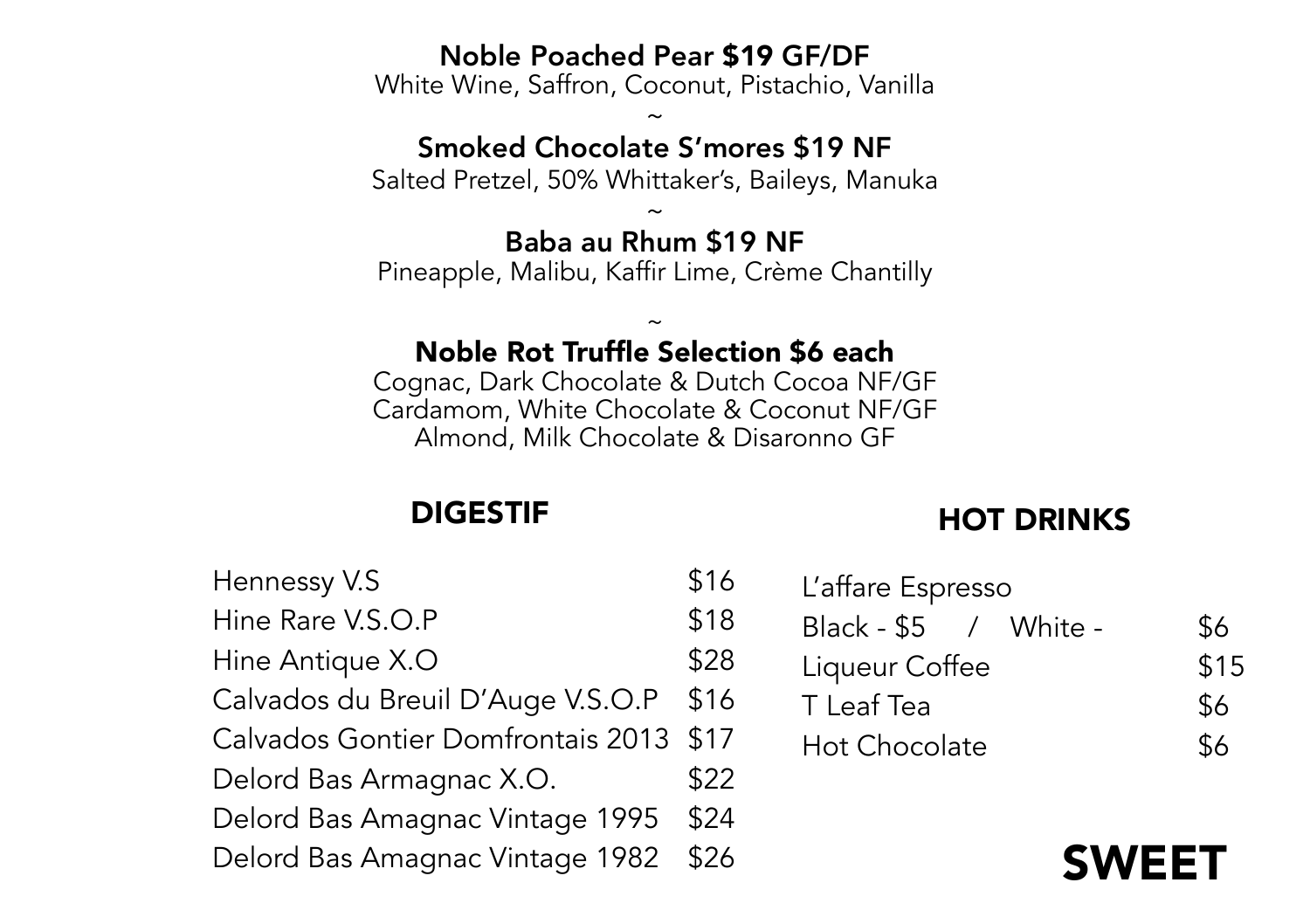**Noble Poached Pear $19 GF/DF**
White Wine, Saffron, Coconut, Pistachio, Vanilla

~

**Smoked Chocolate S'mores $19 NF**
Salted Pretzel, 50% Whittaker's, Baileys, Manuka

~

**Baba au Rhum $19 NF**
Pineapple, Malibu, Kaffir Lime, Crème Chantilly

~

**Noble Rot Truffle Selection $6 each**
Cognac, Dark Chocolate & Dutch Cocoa NF/GF
Cardamom, White Chocolate & Coconut NF/GF
Almond, Milk Chocolate & Disaronno GF

## DIGESTIF

| | |
|---|---|
| Hennessy V.S | $16 |
| Hine Rare V.S.O.P | $18 |
| Hine Antique X.O | $28 |
| Calvados du Breuil D'Auge V.S.O.P | $16 |
| Calvados Gontier Domfrontais 2013 | $17 |
| Delord Bas Armagnac X.O. | $22 |
| Delord Bas Amagnac Vintage 1995 | $24 |
| Delord Bas Amagnac Vintage 1982 | $26 |

## HOT DRINKS

| | |
|---|---|
| L'affare Espresso | |
| Black - $5 / White - | $6 |
| Liqueur Coffee | $15 |
| T Leaf Tea | $6 |
| Hot Chocolate | $6 |

# SWEET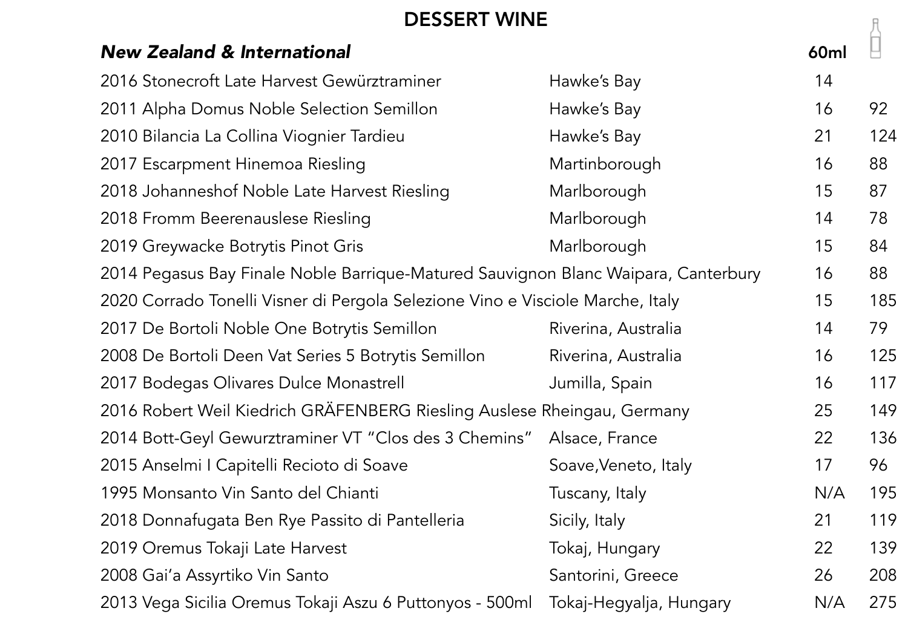# DESSERT WINE

| *New Zealand & International* | | 60ml | Bottle |
|---|---|---|---|
| 2016 Stonecroft Late Harvest Gewürztraminer | Hawke's Bay | 14 | |
| 2011 Alpha Domus Noble Selection Semillon | Hawke's Bay | 16 | 92 |
| 2010 Bilancia La Collina Viognier Tardieu | Hawke's Bay | 21 | 124 |
| 2017 Escarpment Hinemoa Riesling | Martinborough | 16 | 88 |
| 2018 Johanneshof Noble Late Harvest Riesling | Marlborough | 15 | 87 |
| 2018 Fromm Beerenauslese Riesling | Marlborough | 14 | 78 |
| 2019 Greywacke Botrytis Pinot Gris | Marlborough | 15 | 84 |
| 2014 Pegasus Bay Finale Noble Barrique-Matured Sauvignon Blanc | Waipara, Canterbury | 16 | 88 |
| 2020 Corrado Tonelli Visner di Pergola Selezione Vino e Visciole | Marche, Italy | 15 | 185 |
| 2017 De Bortoli Noble One Botrytis Semillon | Riverina, Australia | 14 | 79 |
| 2008 De Bortoli Deen Vat Series 5 Botrytis Semillon | Riverina, Australia | 16 | 125 |
| 2017 Bodegas Olivares Dulce Monastrell | Jumilla, Spain | 16 | 117 |
| 2016 Robert Weil Kiedrich GRÄFENBERG Riesling Auslese | Rheingau, Germany | 25 | 149 |
| 2014 Bott-Geyl Gewurztraminer VT "Clos des 3 Chemins" | Alsace, France | 22 | 136 |
| 2015 Anselmi I Capitelli Recioto di Soave | Soave,Veneto, Italy | 17 | 96 |
| 1995 Monsanto Vin Santo del Chianti | Tuscany, Italy | N/A | 195 |
| 2018 Donnafugata Ben Rye Passito di Pantelleria | Sicily, Italy | 21 | 119 |
| 2019 Oremus Tokaji Late Harvest | Tokaj, Hungary | 22 | 139 |
| 2008 Gai'a Assyrtiko Vin Santo | Santorini, Greece | 26 | 208 |
| 2013 Vega Sicilia Oremus Tokaji Aszu 6 Puttonyos - 500ml | Tokaj-Hegyalja, Hungary | N/A | 275 |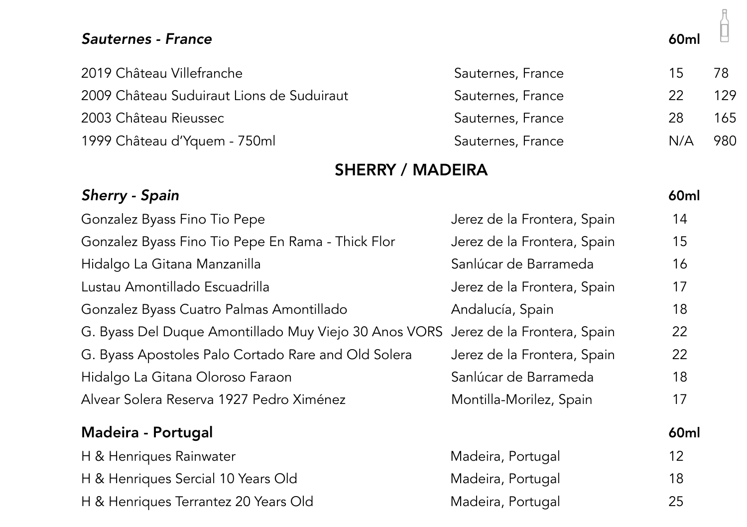### *Sauternes - France*

| Wine | Region | 60ml | Bottle |
|---|---|---|---|
| 2019 Château Villefranche | Sauternes, France | 15 | 78 |
| 2009 Château Suduiraut Lions de Suduiraut | Sauternes, France | 22 | 129 |
| 2003 Château Rieussec | Sauternes, France | 28 | 165 |
| 1999 Château d'Yquem - 750ml | Sauternes, France | N/A | 980 |

## SHERRY / MADEIRA

### *Sherry - Spain*

| Wine | Region | 60ml |
|---|---|---|
| Gonzalez Byass Fino Tio Pepe | Jerez de la Frontera, Spain | 14 |
| Gonzalez Byass Fino Tio Pepe En Rama - Thick Flor | Jerez de la Frontera, Spain | 15 |
| Hidalgo La Gitana Manzanilla | Sanlúcar de Barrameda | 16 |
| Lustau Amontillado Escuadrilla | Jerez de la Frontera, Spain | 17 |
| Gonzalez Byass Cuatro Palmas Amontillado | Andalucía, Spain | 18 |
| G. Byass Del Duque Amontillado Muy Viejo 30 Anos VORS | Jerez de la Frontera, Spain | 22 |
| G. Byass Apostoles Palo Cortado Rare and Old Solera | Jerez de la Frontera, Spain | 22 |
| Hidalgo La Gitana Oloroso Faraon | Sanlúcar de Barrameda | 18 |
| Alvear Solera Reserva 1927 Pedro Ximénez | Montilla-Morilez, Spain | 17 |

### Madeira - Portugal

| Wine | Region | 60ml |
|---|---|---|
| H & Henriques Rainwater | Madeira, Portugal | 12 |
| H & Henriques Sercial 10 Years Old | Madeira, Portugal | 18 |
| H & Henriques Terrantez 20 Years Old | Madeira, Portugal | 25 |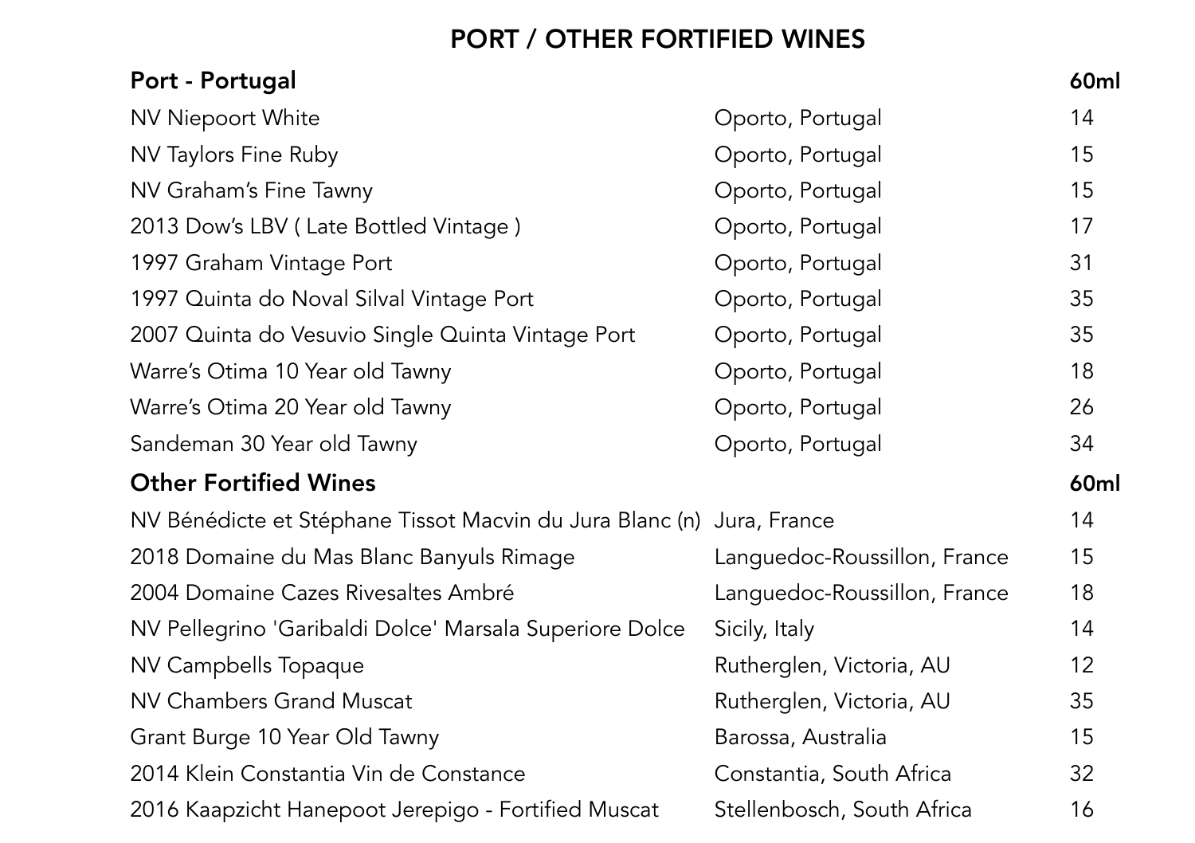# PORT / OTHER FORTIFIED WINES

| Port - Portugal | | 60ml |
|---|---|---|
| NV Niepoort White | Oporto, Portugal | 14 |
| NV Taylors Fine Ruby | Oporto, Portugal | 15 |
| NV Graham's Fine Tawny | Oporto, Portugal | 15 |
| 2013 Dow's LBV ( Late Bottled Vintage ) | Oporto, Portugal | 17 |
| 1997 Graham Vintage Port | Oporto, Portugal | 31 |
| 1997 Quinta do Noval Silval Vintage Port | Oporto, Portugal | 35 |
| 2007 Quinta do Vesuvio Single Quinta Vintage Port | Oporto, Portugal | 35 |
| Warre's Otima 10 Year old Tawny | Oporto, Portugal | 18 |
| Warre's Otima 20 Year old Tawny | Oporto, Portugal | 26 |
| Sandeman 30 Year old Tawny | Oporto, Portugal | 34 |
| **Other Fortified Wines** | | **60ml** |
| NV Bénédicte et Stéphane Tissot Macvin du Jura Blanc (n) | Jura, France | 14 |
| 2018 Domaine du Mas Blanc Banyuls Rimage | Languedoc-Roussillon, France | 15 |
| 2004 Domaine Cazes Rivesaltes Ambré | Languedoc-Roussillon, France | 18 |
| NV Pellegrino 'Garibaldi Dolce' Marsala Superiore Dolce | Sicily, Italy | 14 |
| NV Campbells Topaque | Rutherglen, Victoria, AU | 12 |
| NV Chambers Grand Muscat | Rutherglen, Victoria, AU | 35 |
| Grant Burge 10 Year Old Tawny | Barossa, Australia | 15 |
| 2014 Klein Constantia Vin de Constance | Constantia, South Africa | 32 |
| 2016 Kaapzicht Hanepoot Jerepigo - Fortified Muscat | Stellenbosch, South Africa | 16 |